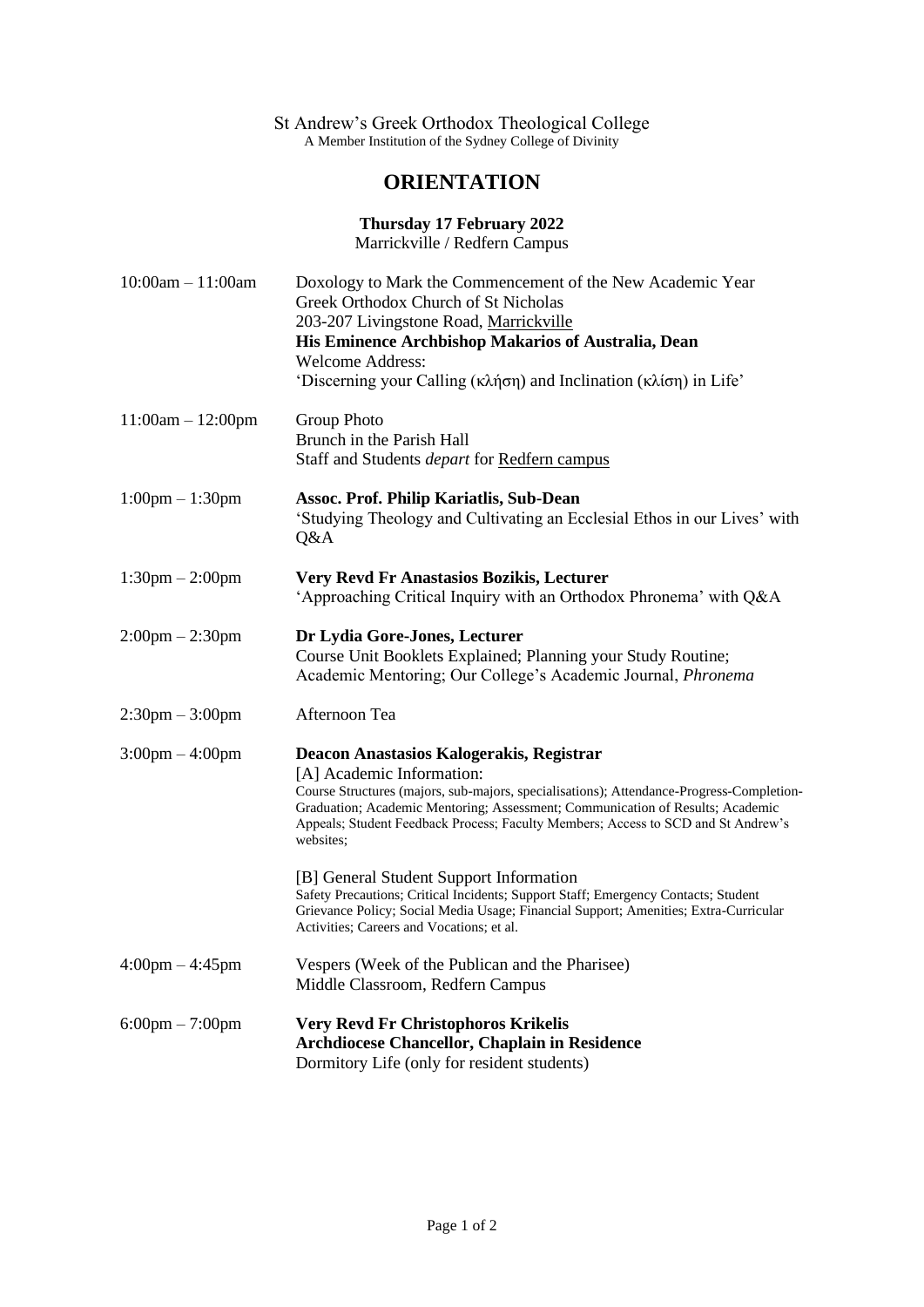St Andrew's Greek Orthodox Theological College
A Member Institution of the Sydney College of Divinity

# ORIENTATION

**Thursday 17 February 2022**
Marrickville / Redfern Campus

| | |
|---|---|
| 10:00am – 11:00am | Doxology to Mark the Commencement of the New Academic Year<br>Greek Orthodox Church of St Nicholas<br>203-207 Livingstone Road, Marrickville<br>**His Eminence Archbishop Makarios of Australia, Dean**<br>Welcome Address:<br>'Discerning your Calling (κλήση) and Inclination (κλίση) in Life' |
| 11:00am – 12:00pm | Group Photo<br>Brunch in the Parish Hall<br>Staff and Students *depart* for Redfern campus |
| 1:00pm – 1:30pm | **Assoc. Prof. Philip Kariatlis, Sub-Dean**<br>'Studying Theology and Cultivating an Ecclesial Ethos in our Lives' with Q&A |
| 1:30pm – 2:00pm | **Very Revd Fr Anastasios Bozikis, Lecturer**<br>'Approaching Critical Inquiry with an Orthodox Phronema' with Q&A |
| 2:00pm – 2:30pm | **Dr Lydia Gore-Jones, Lecturer**<br>Course Unit Booklets Explained; Planning your Study Routine; Academic Mentoring; Our College's Academic Journal, *Phronema* |
| 2:30pm – 3:00pm | Afternoon Tea |
| 3:00pm – 4:00pm | **Deacon Anastasios Kalogerakis, Registrar**<br>[A] Academic Information:<br>Course Structures (majors, sub-majors, specialisations); Attendance-Progress-Completion-Graduation; Academic Mentoring; Assessment; Communication of Results; Academic Appeals; Student Feedback Process; Faculty Members; Access to SCD and St Andrew's websites;<br><br>[B] General Student Support Information<br>Safety Precautions; Critical Incidents; Support Staff; Emergency Contacts; Student Grievance Policy; Social Media Usage; Financial Support; Amenities; Extra-Curricular Activities; Careers and Vocations; et al. |
| 4:00pm – 4:45pm | Vespers (Week of the Publican and the Pharisee)<br>Middle Classroom, Redfern Campus |
| 6:00pm – 7:00pm | **Very Revd Fr Christophoros Krikelis**<br>**Archdiocese Chancellor, Chaplain in Residence**<br>Dormitory Life (only for resident students) |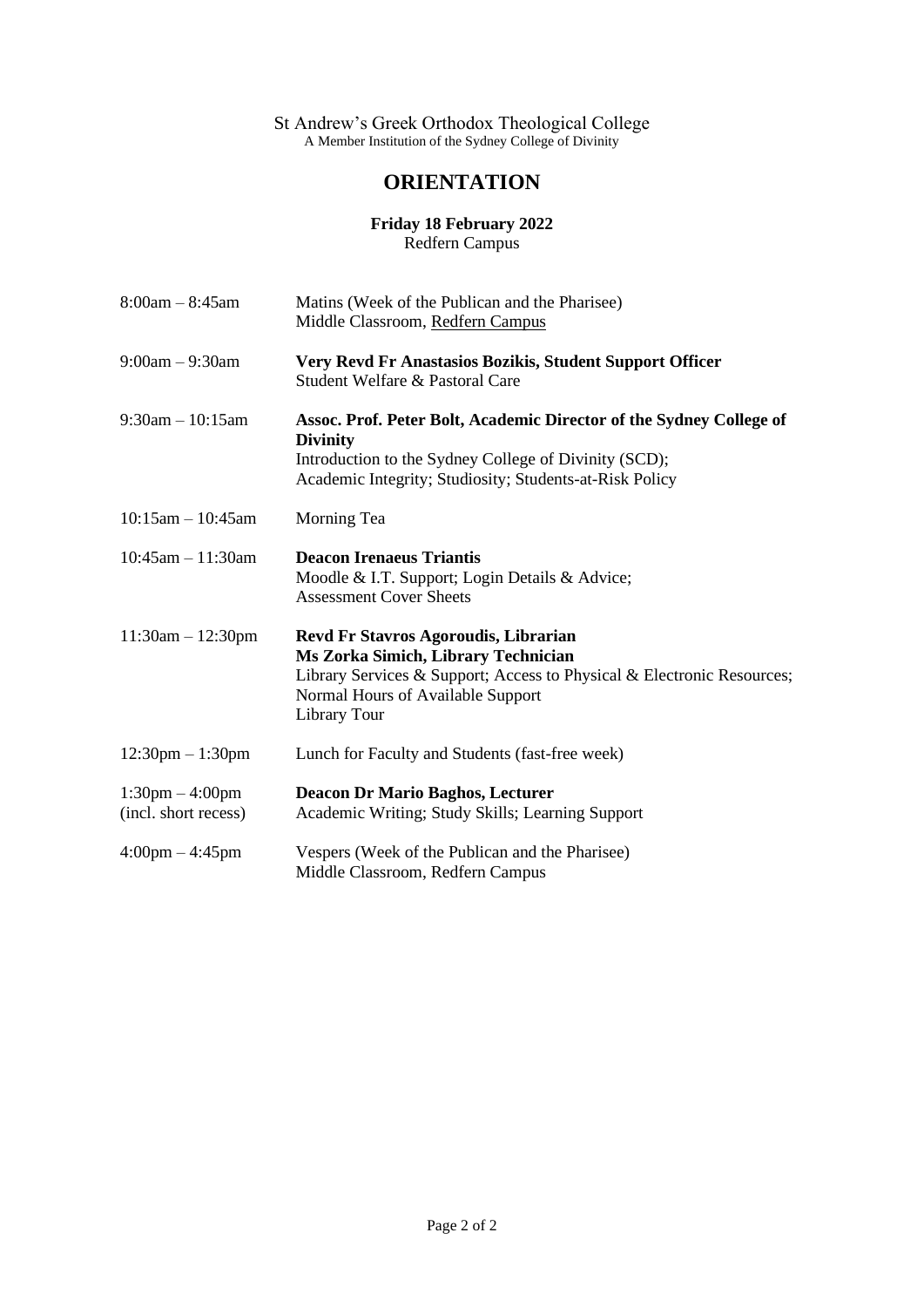St Andrew's Greek Orthodox Theological College
A Member Institution of the Sydney College of Divinity

# ORIENTATION

**Friday 18 February 2022**
Redfern Campus

| | |
|---|---|
| 8:00am – 8:45am | Matins (Week of the Publican and the Pharisee)<br>Middle Classroom, Redfern Campus |
| 9:00am – 9:30am | **Very Revd Fr Anastasios Bozikis, Student Support Officer**<br>Student Welfare & Pastoral Care |
| 9:30am – 10:15am | **Assoc. Prof. Peter Bolt, Academic Director of the Sydney College of Divinity**<br>Introduction to the Sydney College of Divinity (SCD);<br>Academic Integrity; Studiosity; Students-at-Risk Policy |
| 10:15am – 10:45am | Morning Tea |
| 10:45am – 11:30am | **Deacon Irenaeus Triantis**<br>Moodle & I.T. Support; Login Details & Advice;<br>Assessment Cover Sheets |
| 11:30am – 12:30pm | **Revd Fr Stavros Agoroudis, Librarian**<br>**Ms Zorka Simich, Library Technician**<br>Library Services & Support; Access to Physical & Electronic Resources;<br>Normal Hours of Available Support<br>Library Tour |
| 12:30pm – 1:30pm | Lunch for Faculty and Students (fast-free week) |
| 1:30pm – 4:00pm<br>(incl. short recess) | **Deacon Dr Mario Baghos, Lecturer**<br>Academic Writing; Study Skills; Learning Support |
| 4:00pm – 4:45pm | Vespers (Week of the Publican and the Pharisee)<br>Middle Classroom, Redfern Campus |